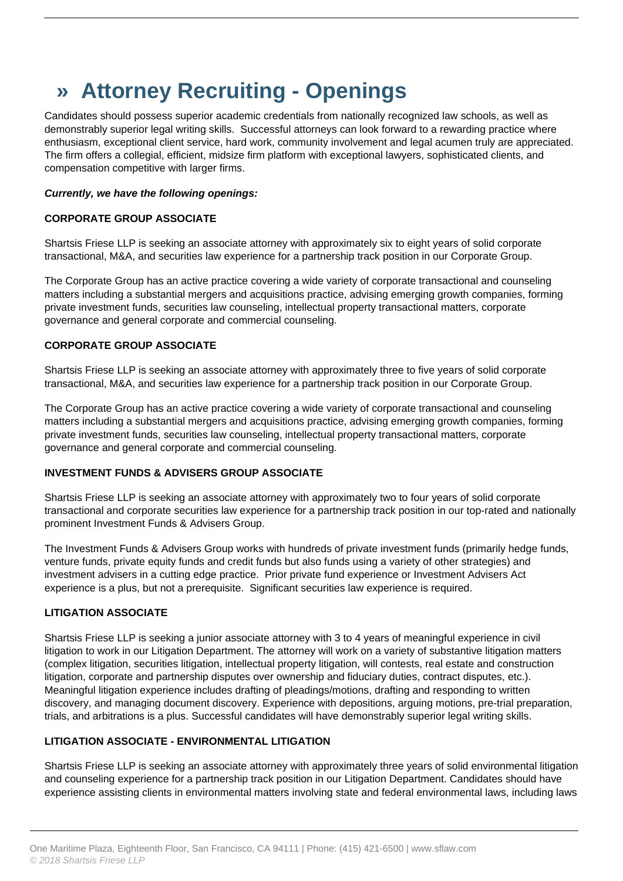# » Attorney Recruiting - Openings

Candidates should possess superior academic credentials from nationally recognized law schools, as well as demonstrably superior legal writing skills. Successful attorneys can look forward to a rewarding practice where enthusiasm, exceptional client service, hard work, community involvement and legal acumen truly are appreciated. The firm offers a collegial, efficient, midsize firm platform with exceptional lawyers, sophisticated clients, and compensation competitive with larger firms.

***Currently, we have the following openings:***

**CORPORATE GROUP ASSOCIATE**

Shartsis Friese LLP is seeking an associate attorney with approximately six to eight years of solid corporate transactional, M&A, and securities law experience for a partnership track position in our Corporate Group.

The Corporate Group has an active practice covering a wide variety of corporate transactional and counseling matters including a substantial mergers and acquisitions practice, advising emerging growth companies, forming private investment funds, securities law counseling, intellectual property transactional matters, corporate governance and general corporate and commercial counseling.

**CORPORATE GROUP ASSOCIATE**

Shartsis Friese LLP is seeking an associate attorney with approximately three to five years of solid corporate transactional, M&A, and securities law experience for a partnership track position in our Corporate Group.

The Corporate Group has an active practice covering a wide variety of corporate transactional and counseling matters including a substantial mergers and acquisitions practice, advising emerging growth companies, forming private investment funds, securities law counseling, intellectual property transactional matters, corporate governance and general corporate and commercial counseling.

**INVESTMENT FUNDS & ADVISERS GROUP ASSOCIATE**

Shartsis Friese LLP is seeking an associate attorney with approximately two to four years of solid corporate transactional and corporate securities law experience for a partnership track position in our top-rated and nationally prominent Investment Funds & Advisers Group.

The Investment Funds & Advisers Group works with hundreds of private investment funds (primarily hedge funds, venture funds, private equity funds and credit funds but also funds using a variety of other strategies) and investment advisers in a cutting edge practice. Prior private fund experience or Investment Advisers Act experience is a plus, but not a prerequisite. Significant securities law experience is required.

**LITIGATION ASSOCIATE**

Shartsis Friese LLP is seeking a junior associate attorney with 3 to 4 years of meaningful experience in civil litigation to work in our Litigation Department. The attorney will work on a variety of substantive litigation matters (complex litigation, securities litigation, intellectual property litigation, will contests, real estate and construction litigation, corporate and partnership disputes over ownership and fiduciary duties, contract disputes, etc.). Meaningful litigation experience includes drafting of pleadings/motions, drafting and responding to written discovery, and managing document discovery. Experience with depositions, arguing motions, pre-trial preparation, trials, and arbitrations is a plus. Successful candidates will have demonstrably superior legal writing skills.

**LITIGATION ASSOCIATE - ENVIRONMENTAL LITIGATION**

Shartsis Friese LLP is seeking an associate attorney with approximately three years of solid environmental litigation and counseling experience for a partnership track position in our Litigation Department. Candidates should have experience assisting clients in environmental matters involving state and federal environmental laws, including laws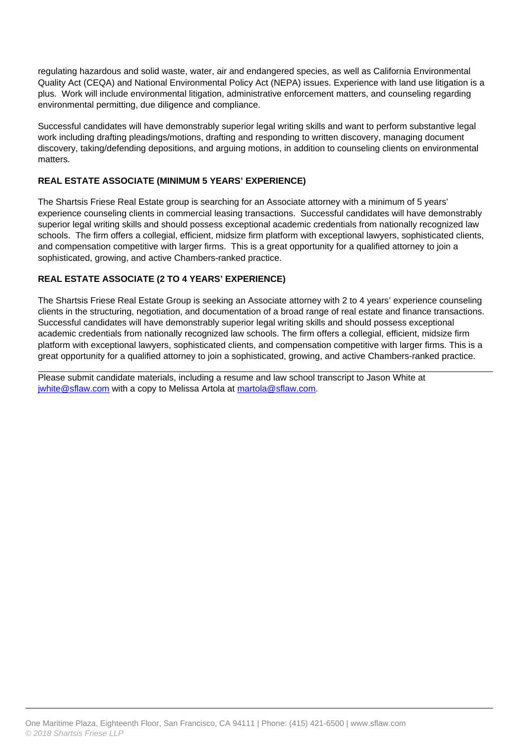regulating hazardous and solid waste, water, air and endangered species, as well as California Environmental Quality Act (CEQA) and National Environmental Policy Act (NEPA) issues. Experience with land use litigation is a plus. Work will include environmental litigation, administrative enforcement matters, and counseling regarding environmental permitting, due diligence and compliance.

Successful candidates will have demonstrably superior legal writing skills and want to perform substantive legal work including drafting pleadings/motions, drafting and responding to written discovery, managing document discovery, taking/defending depositions, and arguing motions, in addition to counseling clients on environmental matters.

### REAL ESTATE ASSOCIATE (MINIMUM 5 YEARS' EXPERIENCE)

The Shartsis Friese Real Estate group is searching for an Associate attorney with a minimum of 5 years' experience counseling clients in commercial leasing transactions. Successful candidates will have demonstrably superior legal writing skills and should possess exceptional academic credentials from nationally recognized law schools. The firm offers a collegial, efficient, midsize firm platform with exceptional lawyers, sophisticated clients, and compensation competitive with larger firms. This is a great opportunity for a qualified attorney to join a sophisticated, growing, and active Chambers-ranked practice.

### REAL ESTATE ASSOCIATE (2 TO 4 YEARS' EXPERIENCE)

The Shartsis Friese Real Estate Group is seeking an Associate attorney with 2 to 4 years' experience counseling clients in the structuring, negotiation, and documentation of a broad range of real estate and finance transactions. Successful candidates will have demonstrably superior legal writing skills and should possess exceptional academic credentials from nationally recognized law schools. The firm offers a collegial, efficient, midsize firm platform with exceptional lawyers, sophisticated clients, and compensation competitive with larger firms. This is a great opportunity for a qualified attorney to join a sophisticated, growing, and active Chambers-ranked practice.

---

Please submit candidate materials, including a resume and law school transcript to Jason White at jwhite@sflaw.com with a copy to Melissa Artola at martola@sflaw.com.